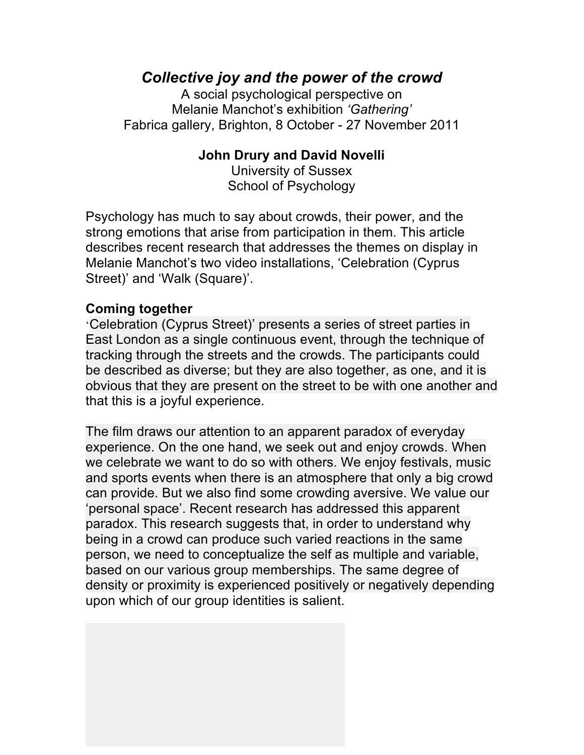# *Collective joy and the power of the crowd*

A social psychological perspective on
Melanie Manchot's exhibition *'Gathering'*
Fabrica gallery, Brighton, 8 October - 27 November 2011

**John Drury and David Novelli**
University of Sussex
School of Psychology

Psychology has much to say about crowds, their power, and the strong emotions that arise from participation in them. This article describes recent research that addresses the themes on display in Melanie Manchot's two video installations, 'Celebration (Cyprus Street)' and 'Walk (Square)'.

## Coming together

'Celebration (Cyprus Street)' presents a series of street parties in East London as a single continuous event, through the technique of tracking through the streets and the crowds. The participants could be described as diverse; but they are also together, as one, and it is obvious that they are present on the street to be with one another and that this is a joyful experience.

The film draws our attention to an apparent paradox of everyday experience. On the one hand, we seek out and enjoy crowds. When we celebrate we want to do so with others. We enjoy festivals, music and sports events when there is an atmosphere that only a big crowd can provide. But we also find some crowding aversive. We value our 'personal space'. Recent research has addressed this apparent paradox. This research suggests that, in order to understand why being in a crowd can produce such varied reactions in the same person, we need to conceptualize the self as multiple and variable, based on our various group memberships. The same degree of density or proximity is experienced positively or negatively depending upon which of our group identities is salient.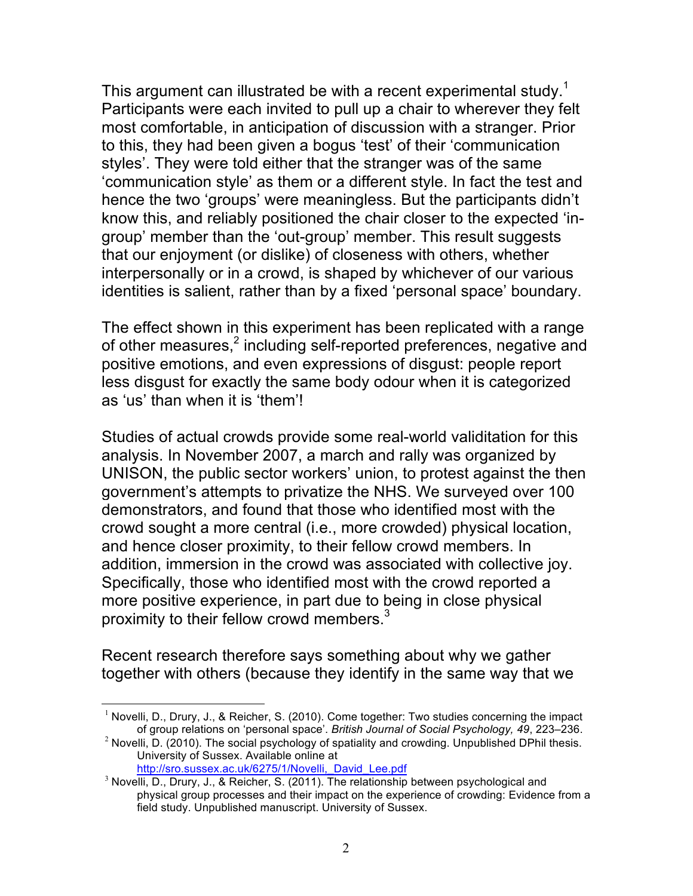This argument can illustrated be with a recent experimental study.[1] Participants were each invited to pull up a chair to wherever they felt most comfortable, in anticipation of discussion with a stranger. Prior to this, they had been given a bogus 'test' of their 'communication styles'. They were told either that the stranger was of the same 'communication style' as them or a different style. In fact the test and hence the two 'groups' were meaningless. But the participants didn't know this, and reliably positioned the chair closer to the expected 'in-group' member than the 'out-group' member. This result suggests that our enjoyment (or dislike) of closeness with others, whether interpersonally or in a crowd, is shaped by whichever of our various identities is salient, rather than by a fixed 'personal space' boundary.

The effect shown in this experiment has been replicated with a range of other measures,[2] including self-reported preferences, negative and positive emotions, and even expressions of disgust: people report less disgust for exactly the same body odour when it is categorized as 'us' than when it is 'them'!

Studies of actual crowds provide some real-world validitation for this analysis. In November 2007, a march and rally was organized by UNISON, the public sector workers' union, to protest against the then government's attempts to privatize the NHS. We surveyed over 100 demonstrators, and found that those who identified most with the crowd sought a more central (i.e., more crowded) physical location, and hence closer proximity, to their fellow crowd members. In addition, immersion in the crowd was associated with collective joy. Specifically, those who identified most with the crowd reported a more positive experience, in part due to being in close physical proximity to their fellow crowd members.[3]

Recent research therefore says something about why we gather together with others (because they identify in the same way that we

---

[1] Novelli, D., Drury, J., & Reicher, S. (2010). Come together: Two studies concerning the impact of group relations on 'personal space'. *British Journal of Social Psychology, 49*, 223–236.

[2] Novelli, D. (2010). The social psychology of spatiality and crowding. Unpublished DPhil thesis. University of Sussex. Available online at http://sro.sussex.ac.uk/6275/1/Novelli,_David_Lee.pdf

[3] Novelli, D., Drury, J., & Reicher, S. (2011). The relationship between psychological and physical group processes and their impact on the experience of crowding: Evidence from a field study. Unpublished manuscript. University of Sussex.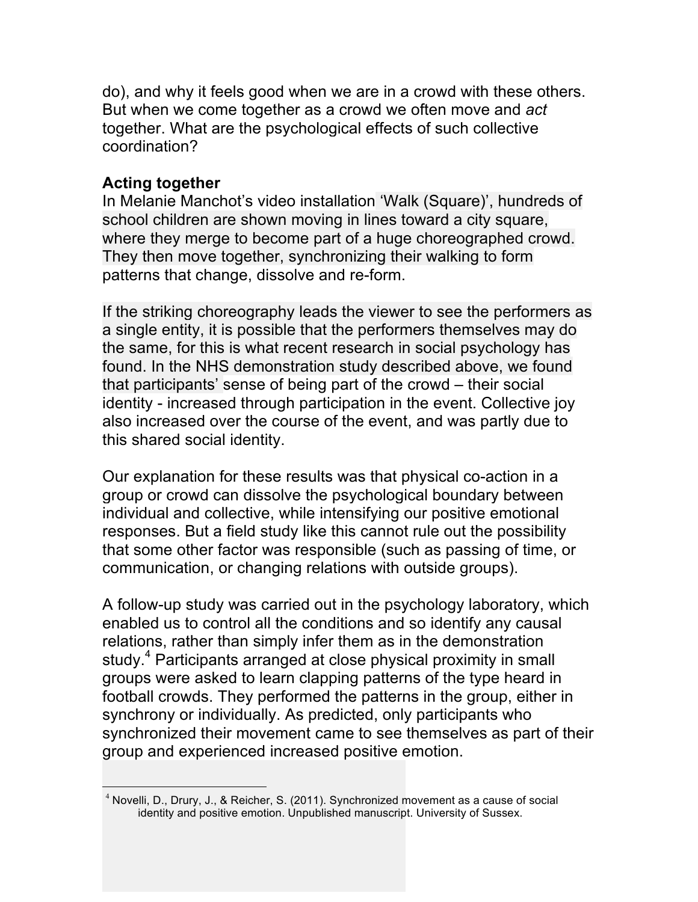do), and why it feels good when we are in a crowd with these others. But when we come together as a crowd we often move and *act* together. What are the psychological effects of such collective coordination?

**Acting together**

In Melanie Manchot's video installation 'Walk (Square)', hundreds of school children are shown moving in lines toward a city square, where they merge to become part of a huge choreographed crowd. They then move together, synchronizing their walking to form patterns that change, dissolve and re-form.

If the striking choreography leads the viewer to see the performers as a single entity, it is possible that the performers themselves may do the same, for this is what recent research in social psychology has found. In the NHS demonstration study described above, we found that participants' sense of being part of the crowd – their social identity - increased through participation in the event. Collective joy also increased over the course of the event, and was partly due to this shared social identity.

Our explanation for these results was that physical co-action in a group or crowd can dissolve the psychological boundary between individual and collective, while intensifying our positive emotional responses. But a field study like this cannot rule out the possibility that some other factor was responsible (such as passing of time, or communication, or changing relations with outside groups).

A follow-up study was carried out in the psychology laboratory, which enabled us to control all the conditions and so identify any causal relations, rather than simply infer them as in the demonstration study.[4] Participants arranged at close physical proximity in small groups were asked to learn clapping patterns of the type heard in football crowds. They performed the patterns in the group, either in synchrony or individually. As predicted, only participants who synchronized their movement came to see themselves as part of their group and experienced increased positive emotion.

---

[4] Novelli, D., Drury, J., & Reicher, S. (2011). Synchronized movement as a cause of social identity and positive emotion. Unpublished manuscript. University of Sussex.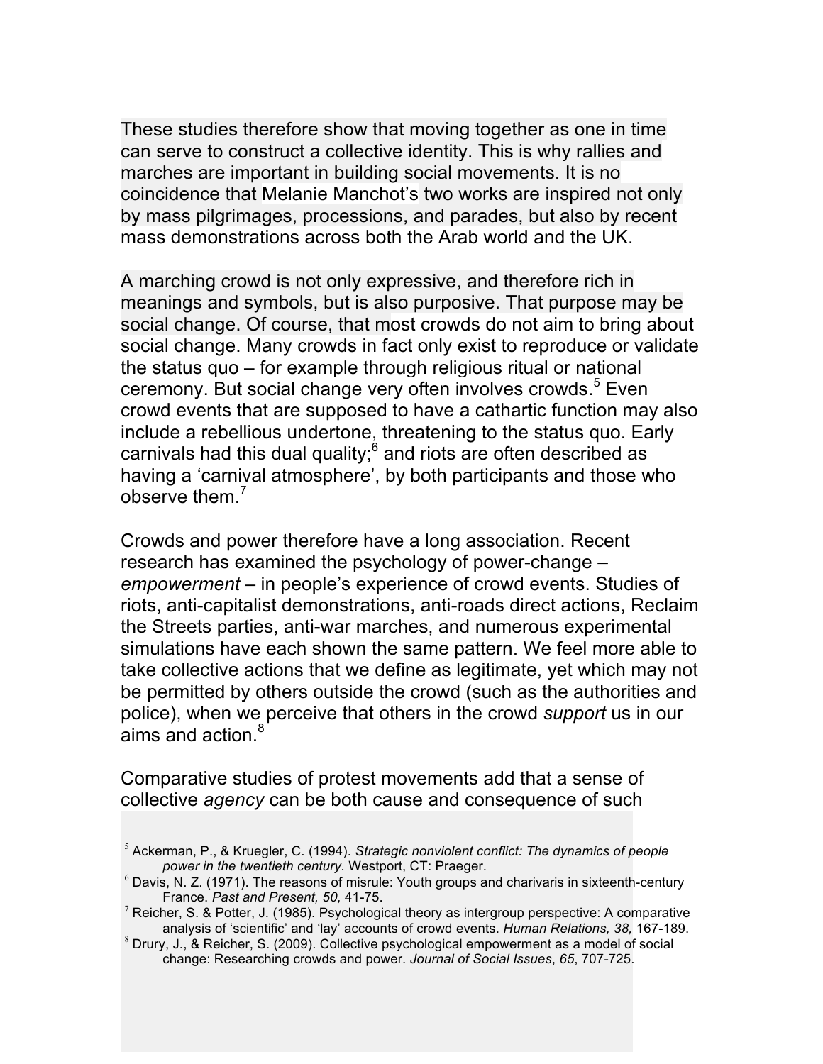These studies therefore show that moving together as one in time can serve to construct a collective identity. This is why rallies and marches are important in building social movements. It is no coincidence that Melanie Manchot's two works are inspired not only by mass pilgrimages, processions, and parades, but also by recent mass demonstrations across both the Arab world and the UK.

A marching crowd is not only expressive, and therefore rich in meanings and symbols, but is also purposive. That purpose may be social change. Of course, that most crowds do not aim to bring about social change. Many crowds in fact only exist to reproduce or validate the status quo – for example through religious ritual or national ceremony. But social change very often involves crowds.[5] Even crowd events that are supposed to have a cathartic function may also include a rebellious undertone, threatening to the status quo. Early carnivals had this dual quality;[6] and riots are often described as having a 'carnival atmosphere', by both participants and those who observe them.[7]

Crowds and power therefore have a long association. Recent research has examined the psychology of power-change – *empowerment* – in people's experience of crowd events. Studies of riots, anti-capitalist demonstrations, anti-roads direct actions, Reclaim the Streets parties, anti-war marches, and numerous experimental simulations have each shown the same pattern. We feel more able to take collective actions that we define as legitimate, yet which may not be permitted by others outside the crowd (such as the authorities and police), when we perceive that others in the crowd *support* us in our aims and action.[8]

Comparative studies of protest movements add that a sense of collective *agency* can be both cause and consequence of such

---

[5] Ackerman, P., & Kruegler, C. (1994). *Strategic nonviolent conflict: The dynamics of people power in the twentieth century.* Westport, CT: Praeger.

[6] Davis, N. Z. (1971). The reasons of misrule: Youth groups and charivaris in sixteenth-century France. *Past and Present, 50,* 41-75.

[7] Reicher, S. & Potter, J. (1985). Psychological theory as intergroup perspective: A comparative analysis of 'scientific' and 'lay' accounts of crowd events. *Human Relations, 38,* 167-189.

[8] Drury, J., & Reicher, S. (2009). Collective psychological empowerment as a model of social change: Researching crowds and power. *Journal of Social Issues*, *65*, 707-725.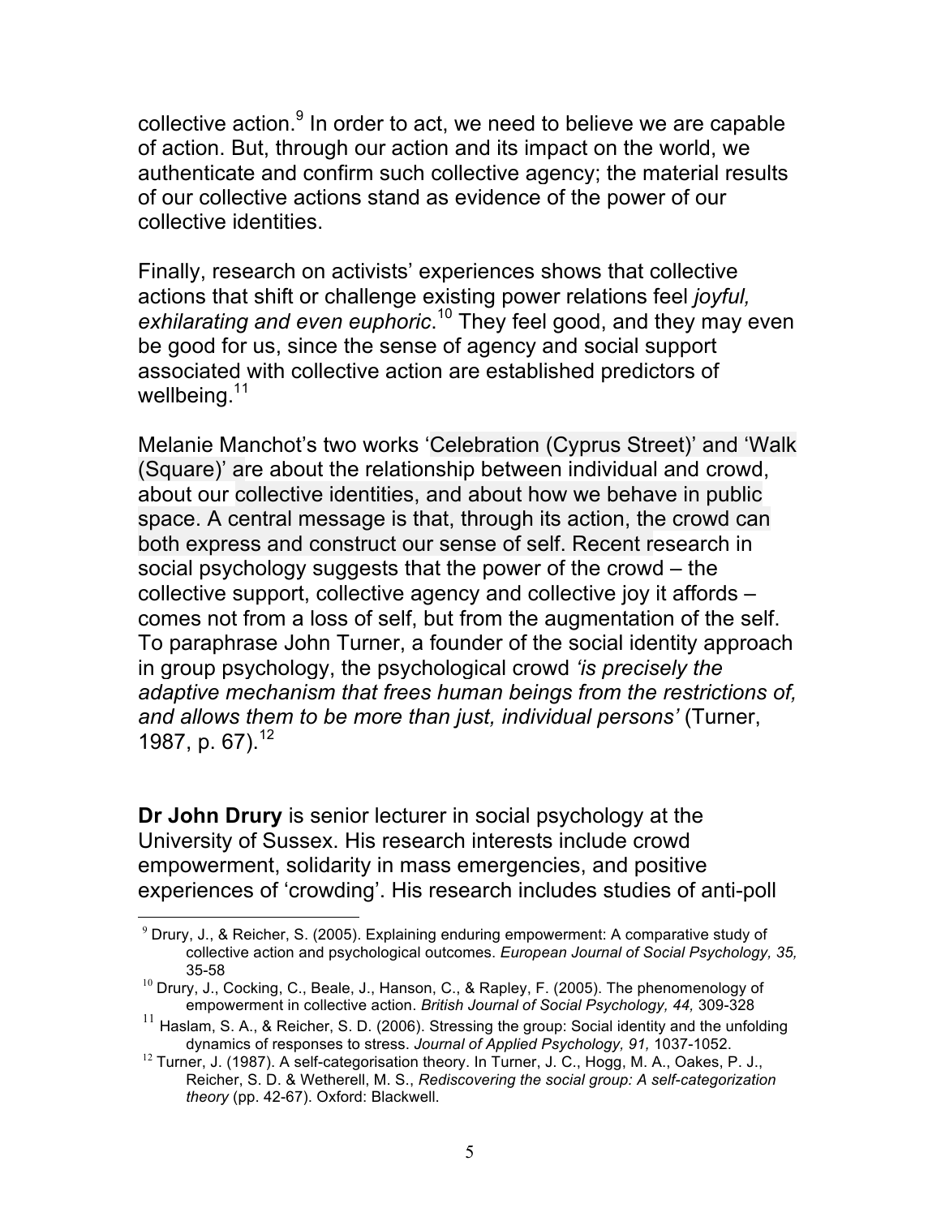collective action.[9] In order to act, we need to believe we are capable of action. But, through our action and its impact on the world, we authenticate and confirm such collective agency; the material results of our collective actions stand as evidence of the power of our collective identities.

Finally, research on activists' experiences shows that collective actions that shift or challenge existing power relations feel *joyful, exhilarating and even euphoric*.[10] They feel good, and they may even be good for us, since the sense of agency and social support associated with collective action are established predictors of wellbeing.[11]

Melanie Manchot's two works 'Celebration (Cyprus Street)' and 'Walk (Square)' are about the relationship between individual and crowd, about our collective identities, and about how we behave in public space. A central message is that, through its action, the crowd can both express and construct our sense of self. Recent research in social psychology suggests that the power of the crowd – the collective support, collective agency and collective joy it affords – comes not from a loss of self, but from the augmentation of the self. To paraphrase John Turner, a founder of the social identity approach in group psychology, the psychological crowd *'is precisely the adaptive mechanism that frees human beings from the restrictions of, and allows them to be more than just, individual persons'* (Turner, 1987, p. 67).[12]

**Dr John Drury** is senior lecturer in social psychology at the University of Sussex. His research interests include crowd empowerment, solidarity in mass emergencies, and positive experiences of 'crowding'. His research includes studies of anti-poll

---

[9] Drury, J., & Reicher, S. (2005). Explaining enduring empowerment: A comparative study of collective action and psychological outcomes. *European Journal of Social Psychology, 35,* 35-58

[10] Drury, J., Cocking, C., Beale, J., Hanson, C., & Rapley, F. (2005). The phenomenology of empowerment in collective action. *British Journal of Social Psychology, 44,* 309-328

[11] Haslam, S. A., & Reicher, S. D. (2006). Stressing the group: Social identity and the unfolding dynamics of responses to stress. *Journal of Applied Psychology, 91,* 1037-1052.

[12] Turner, J. (1987). A self-categorisation theory. In Turner, J. C., Hogg, M. A., Oakes, P. J., Reicher, S. D. & Wetherell, M. S., *Rediscovering the social group: A self-categorization theory* (pp. 42-67). Oxford: Blackwell.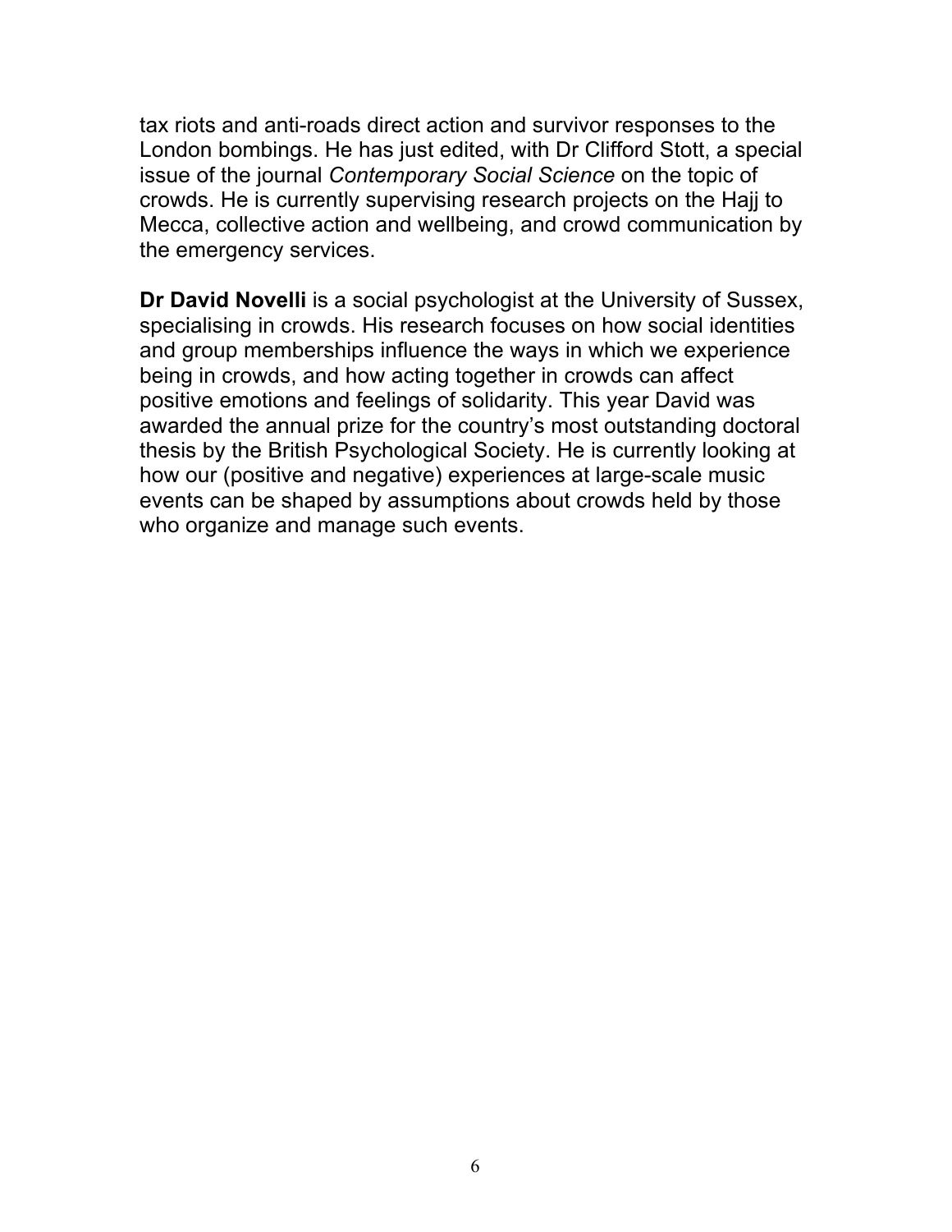tax riots and anti-roads direct action and survivor responses to the London bombings. He has just edited, with Dr Clifford Stott, a special issue of the journal *Contemporary Social Science* on the topic of crowds. He is currently supervising research projects on the Hajj to Mecca, collective action and wellbeing, and crowd communication by the emergency services.

**Dr David Novelli** is a social psychologist at the University of Sussex, specialising in crowds. His research focuses on how social identities and group memberships influence the ways in which we experience being in crowds, and how acting together in crowds can affect positive emotions and feelings of solidarity. This year David was awarded the annual prize for the country's most outstanding doctoral thesis by the British Psychological Society. He is currently looking at how our (positive and negative) experiences at large-scale music events can be shaped by assumptions about crowds held by those who organize and manage such events.